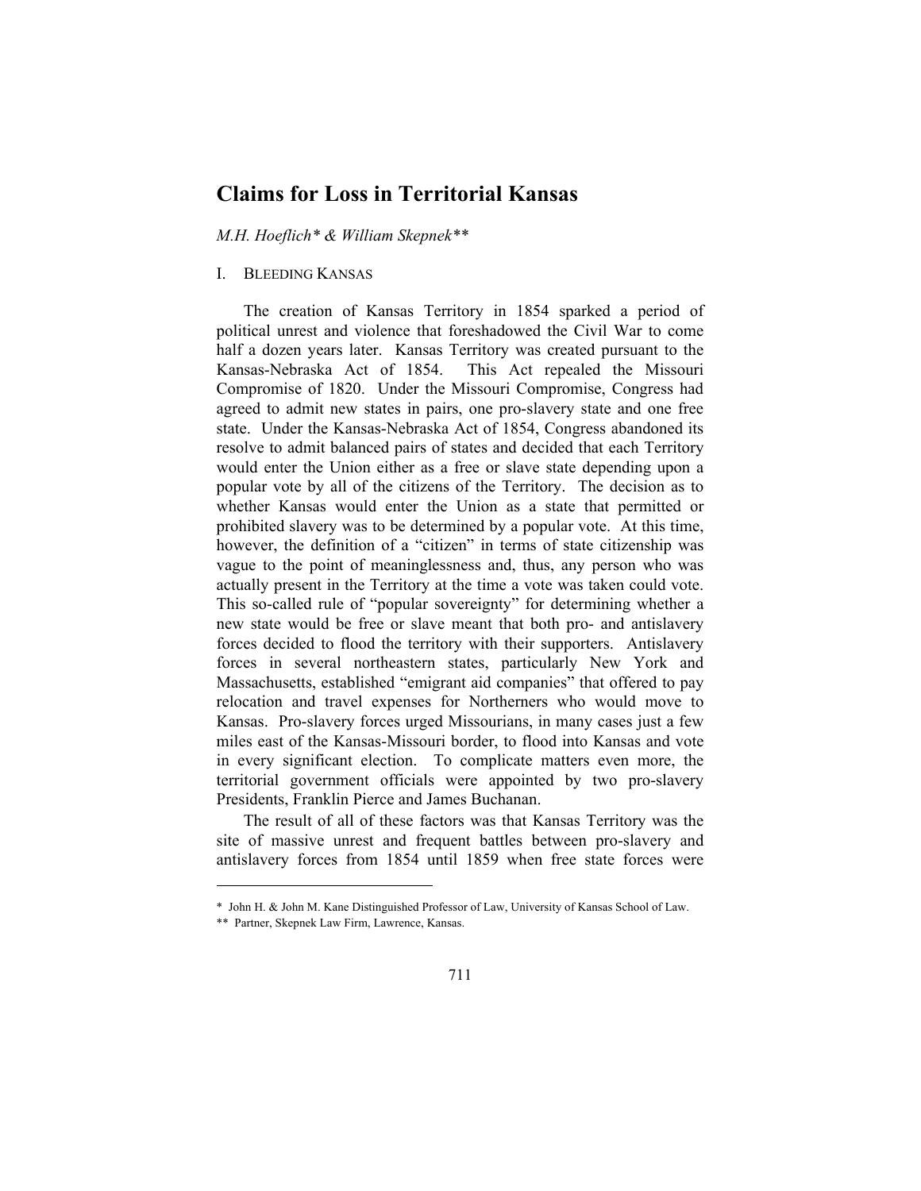# Claims for Loss in Territorial Kansas

*M.H. Hoeflich\* & William Skepnek\*\**

## I. BLEEDING KANSAS

The creation of Kansas Territory in 1854 sparked a period of political unrest and violence that foreshadowed the Civil War to come half a dozen years later. Kansas Territory was created pursuant to the Kansas-Nebraska Act of 1854. This Act repealed the Missouri Compromise of 1820. Under the Missouri Compromise, Congress had agreed to admit new states in pairs, one pro-slavery state and one free state. Under the Kansas-Nebraska Act of 1854, Congress abandoned its resolve to admit balanced pairs of states and decided that each Territory would enter the Union either as a free or slave state depending upon a popular vote by all of the citizens of the Territory. The decision as to whether Kansas would enter the Union as a state that permitted or prohibited slavery was to be determined by a popular vote. At this time, however, the definition of a "citizen" in terms of state citizenship was vague to the point of meaninglessness and, thus, any person who was actually present in the Territory at the time a vote was taken could vote. This so-called rule of "popular sovereignty" for determining whether a new state would be free or slave meant that both pro- and antislavery forces decided to flood the territory with their supporters. Antislavery forces in several northeastern states, particularly New York and Massachusetts, established "emigrant aid companies" that offered to pay relocation and travel expenses for Northerners who would move to Kansas. Pro-slavery forces urged Missourians, in many cases just a few miles east of the Kansas-Missouri border, to flood into Kansas and vote in every significant election. To complicate matters even more, the territorial government officials were appointed by two pro-slavery Presidents, Franklin Pierce and James Buchanan.

The result of all of these factors was that Kansas Territory was the site of massive unrest and frequent battles between pro-slavery and antislavery forces from 1854 until 1859 when free state forces were

---

\* John H. & John M. Kane Distinguished Professor of Law, University of Kansas School of Law.

\*\* Partner, Skepnek Law Firm, Lawrence, Kansas.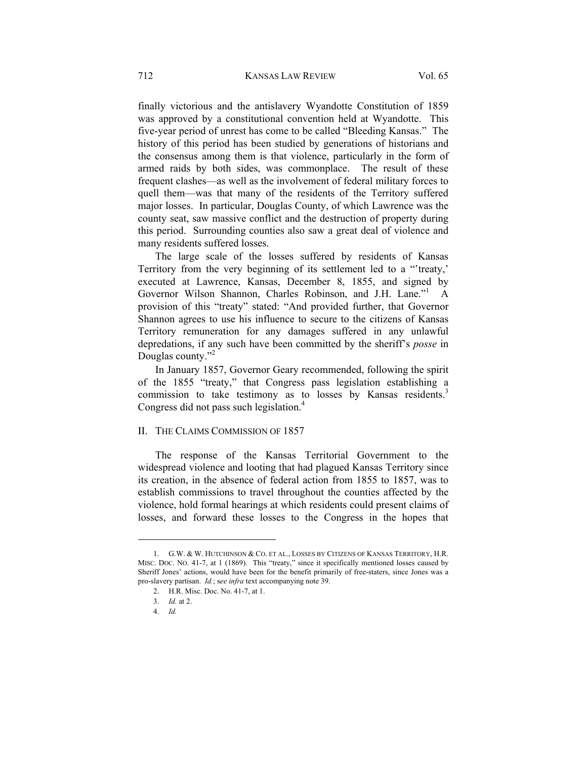finally victorious and the antislavery Wyandotte Constitution of 1859 was approved by a constitutional convention held at Wyandotte. This five-year period of unrest has come to be called "Bleeding Kansas." The history of this period has been studied by generations of historians and the consensus among them is that violence, particularly in the form of armed raids by both sides, was commonplace. The result of these frequent clashes—as well as the involvement of federal military forces to quell them—was that many of the residents of the Territory suffered major losses. In particular, Douglas County, of which Lawrence was the county seat, saw massive conflict and the destruction of property during this period. Surrounding counties also saw a great deal of violence and many residents suffered losses.

The large scale of the losses suffered by residents of Kansas Territory from the very beginning of its settlement led to a "'treaty,' executed at Lawrence, Kansas, December 8, 1855, and signed by Governor Wilson Shannon, Charles Robinson, and J.H. Lane."[1] A provision of this "treaty" stated: "And provided further, that Governor Shannon agrees to use his influence to secure to the citizens of Kansas Territory remuneration for any damages suffered in any unlawful depredations, if any such have been committed by the sheriff's *posse* in Douglas county."[2]

In January 1857, Governor Geary recommended, following the spirit of the 1855 "treaty," that Congress pass legislation establishing a commission to take testimony as to losses by Kansas residents.[3] Congress did not pass such legislation.[4]

## II. THE CLAIMS COMMISSION OF 1857

The response of the Kansas Territorial Government to the widespread violence and looting that had plagued Kansas Territory since its creation, in the absence of federal action from 1855 to 1857, was to establish commissions to travel throughout the counties affected by the violence, hold formal hearings at which residents could present claims of losses, and forward these losses to the Congress in the hopes that

---

1. G.W. & W. HUTCHINSON & CO. ET AL., LOSSES BY CITIZENS OF KANSAS TERRITORY, H.R. MISC. DOC. NO. 41-7, at 1 (1869). This "treaty," since it specifically mentioned losses caused by Sheriff Jones' actions, would have been for the benefit primarily of free-staters, since Jones was a pro-slavery partisan. *Id.*; s*ee infra* text accompanying note 39.

2. H.R. Misc. Doc. No. 41-7, at 1.

3. *Id.* at 2.

4. *Id.*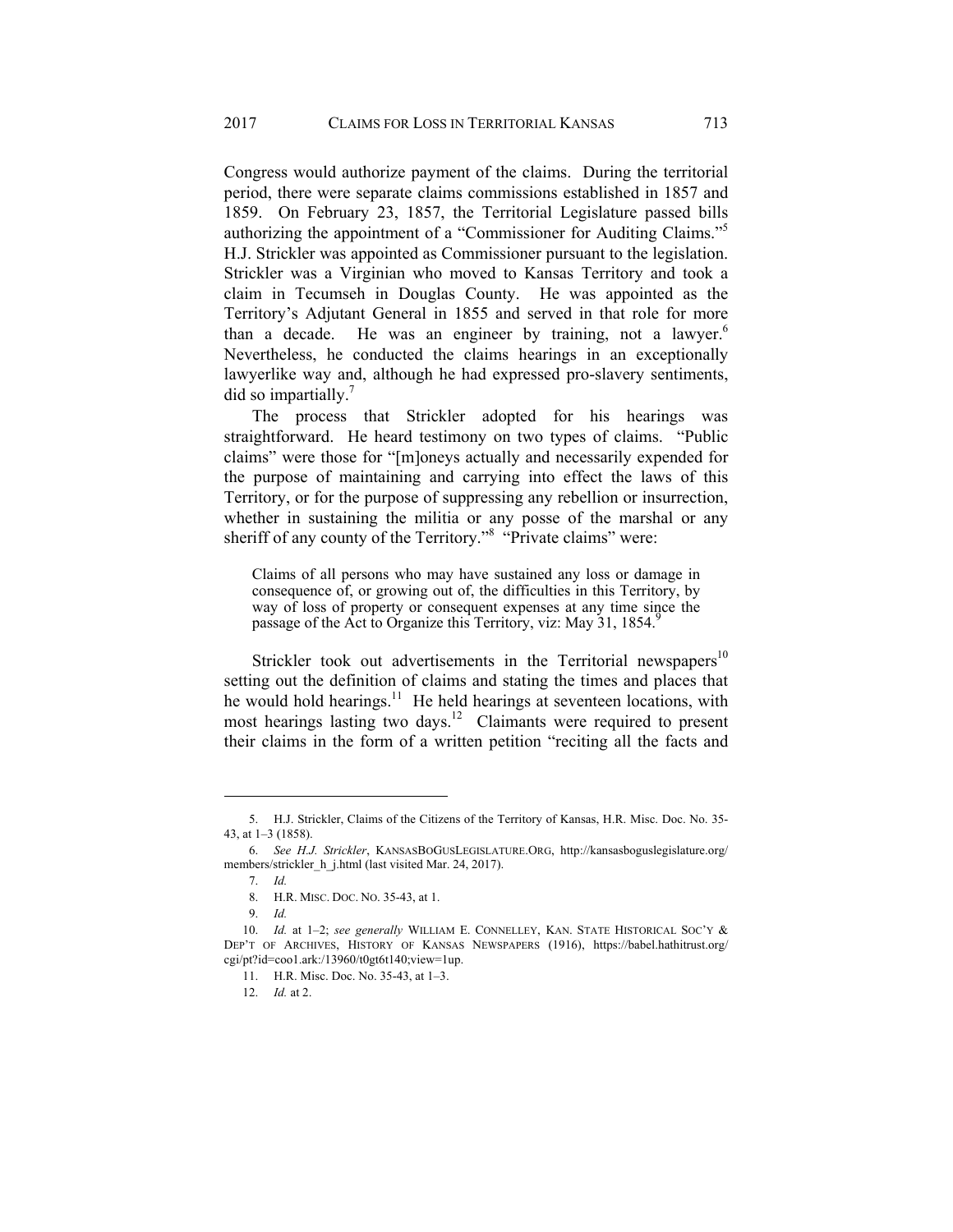Congress would authorize payment of the claims. During the territorial period, there were separate claims commissions established in 1857 and 1859. On February 23, 1857, the Territorial Legislature passed bills authorizing the appointment of a "Commissioner for Auditing Claims."[5] H.J. Strickler was appointed as Commissioner pursuant to the legislation. Strickler was a Virginian who moved to Kansas Territory and took a claim in Tecumseh in Douglas County. He was appointed as the Territory's Adjutant General in 1855 and served in that role for more than a decade. He was an engineer by training, not a lawyer.[6] Nevertheless, he conducted the claims hearings in an exceptionally lawyerlike way and, although he had expressed pro-slavery sentiments, did so impartially.[7]

The process that Strickler adopted for his hearings was straightforward. He heard testimony on two types of claims. "Public claims" were those for "[m]oneys actually and necessarily expended for the purpose of maintaining and carrying into effect the laws of this Territory, or for the purpose of suppressing any rebellion or insurrection, whether in sustaining the militia or any posse of the marshal or any sheriff of any county of the Territory."[8] "Private claims" were:

> Claims of all persons who may have sustained any loss or damage in consequence of, or growing out of, the difficulties in this Territory, by way of loss of property or consequent expenses at any time since the passage of the Act to Organize this Territory, viz: May 31, 1854.[9]

Strickler took out advertisements in the Territorial newspapers[10] setting out the definition of claims and stating the times and places that he would hold hearings.[11] He held hearings at seventeen locations, with most hearings lasting two days.[12] Claimants were required to present their claims in the form of a written petition "reciting all the facts and

---

5. H.J. Strickler, Claims of the Citizens of the Territory of Kansas, H.R. Misc. Doc. No. 35-43, at 1–3 (1858).

6. *See H.J. Strickler*, KANSASBOGUSLEGISLATURE.ORG, http://kansasboguslegislature.org/members/strickler_h_j.html (last visited Mar. 24, 2017).

7. *Id.*

8. H.R. MISC. DOC. NO. 35-43, at 1.

9. *Id.*

10. *Id.* at 1–2; *see generally* WILLIAM E. CONNELLEY, KAN. STATE HISTORICAL SOC'Y & DEP'T OF ARCHIVES, HISTORY OF KANSAS NEWSPAPERS (1916), https://babel.hathitrust.org/cgi/pt?id=coo1.ark:/13960/t0gt6t140;view=1up.

11. H.R. Misc. Doc. No. 35-43, at 1–3.

12. *Id.* at 2.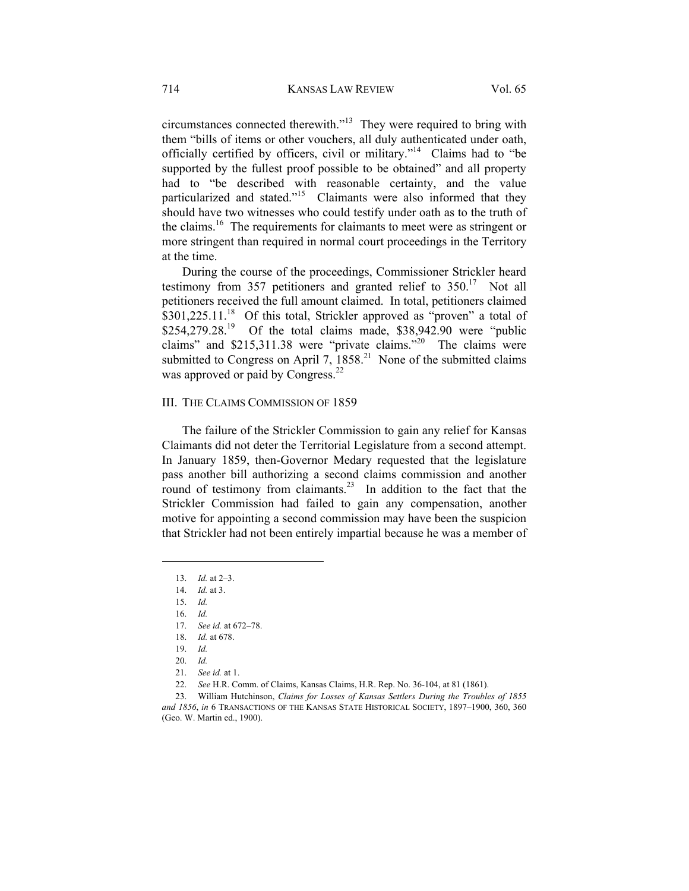circumstances connected therewith."[13] They were required to bring with them "bills of items or other vouchers, all duly authenticated under oath, officially certified by officers, civil or military."[14] Claims had to "be supported by the fullest proof possible to be obtained" and all property had to "be described with reasonable certainty, and the value particularized and stated."[15] Claimants were also informed that they should have two witnesses who could testify under oath as to the truth of the claims.[16] The requirements for claimants to meet were as stringent or more stringent than required in normal court proceedings in the Territory at the time.

During the course of the proceedings, Commissioner Strickler heard testimony from 357 petitioners and granted relief to 350.[17] Not all petitioners received the full amount claimed. In total, petitioners claimed $301,225.11.[18] Of this total, Strickler approved as "proven" a total of $254,279.28.[19] Of the total claims made, $38,942.90 were "public claims" and $215,311.38 were "private claims."[20] The claims were submitted to Congress on April 7, 1858.[21] None of the submitted claims was approved or paid by Congress.[22]

## III. THE CLAIMS COMMISSION OF 1859

The failure of the Strickler Commission to gain any relief for Kansas Claimants did not deter the Territorial Legislature from a second attempt. In January 1859, then-Governor Medary requested that the legislature pass another bill authorizing a second claims commission and another round of testimony from claimants.[23] In addition to the fact that the Strickler Commission had failed to gain any compensation, another motive for appointing a second commission may have been the suspicion that Strickler had not been entirely impartial because he was a member of

---

13. *Id.* at 2–3.
14. *Id.* at 3.
15. *Id.*
16. *Id.*
17. *See id.* at 672–78.
18. *Id.* at 678.
19. *Id.*
20. *Id.*
21. *See id.* at 1.
22. *See* H.R. Comm. of Claims, Kansas Claims, H.R. Rep. No. 36-104, at 81 (1861).
23. William Hutchinson, *Claims for Losses of Kansas Settlers During the Troubles of 1855 and 1856*, *in* 6 TRANSACTIONS OF THE KANSAS STATE HISTORICAL SOCIETY, 1897–1900, 360, 360 (Geo. W. Martin ed., 1900).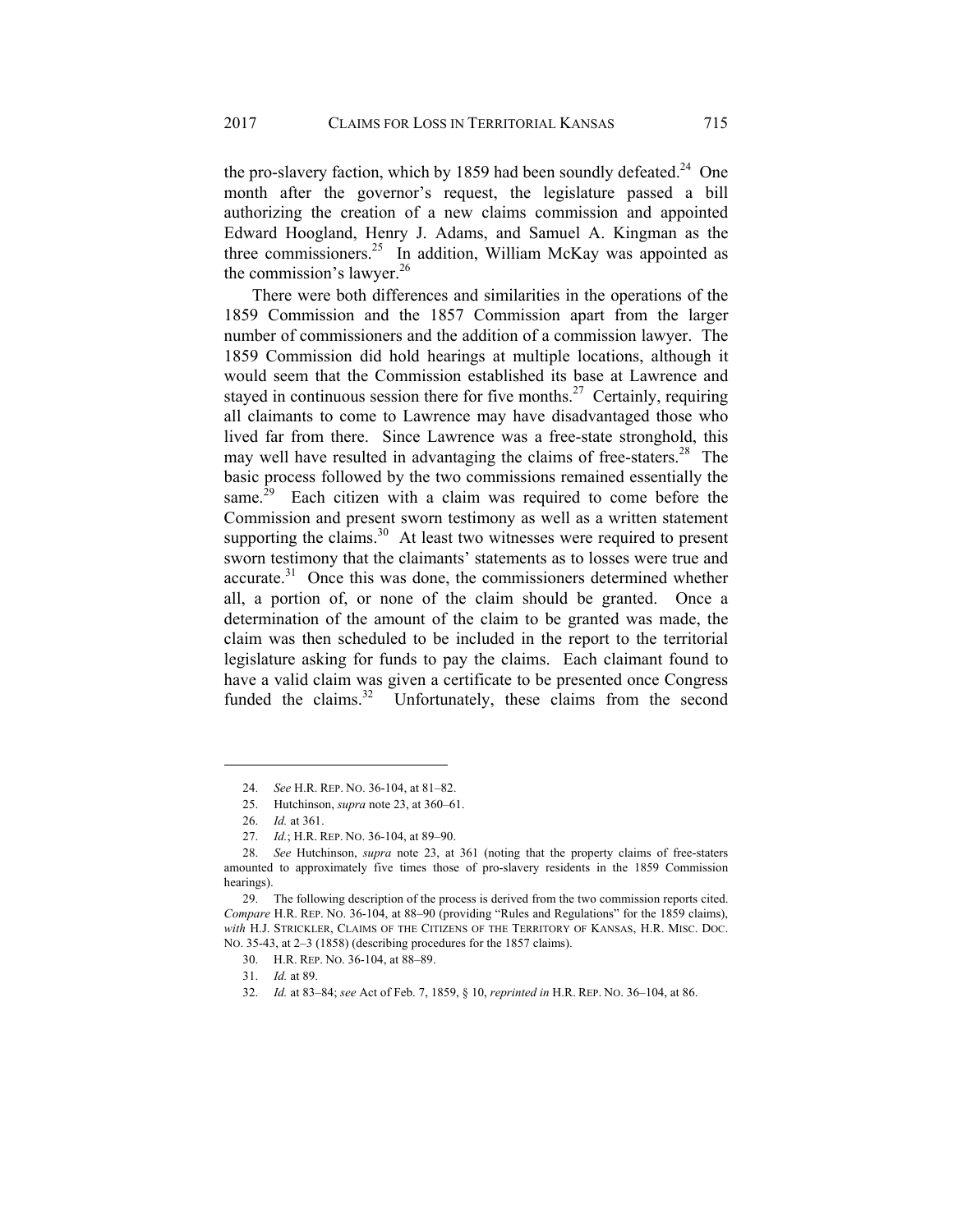the pro-slavery faction, which by 1859 had been soundly defeated.[24] One month after the governor's request, the legislature passed a bill authorizing the creation of a new claims commission and appointed Edward Hoogland, Henry J. Adams, and Samuel A. Kingman as the three commissioners.[25] In addition, William McKay was appointed as the commission's lawyer.[26]

There were both differences and similarities in the operations of the 1859 Commission and the 1857 Commission apart from the larger number of commissioners and the addition of a commission lawyer. The 1859 Commission did hold hearings at multiple locations, although it would seem that the Commission established its base at Lawrence and stayed in continuous session there for five months.[27] Certainly, requiring all claimants to come to Lawrence may have disadvantaged those who lived far from there. Since Lawrence was a free-state stronghold, this may well have resulted in advantaging the claims of free-staters.[28] The basic process followed by the two commissions remained essentially the same.[29] Each citizen with a claim was required to come before the Commission and present sworn testimony as well as a written statement supporting the claims.[30] At least two witnesses were required to present sworn testimony that the claimants' statements as to losses were true and accurate.[31] Once this was done, the commissioners determined whether all, a portion of, or none of the claim should be granted. Once a determination of the amount of the claim to be granted was made, the claim was then scheduled to be included in the report to the territorial legislature asking for funds to pay the claims. Each claimant found to have a valid claim was given a certificate to be presented once Congress funded the claims.[32] Unfortunately, these claims from the second

---

24. *See* H.R. REP. NO. 36-104, at 81–82.

25. Hutchinson, *supra* note 23, at 360–61.

26. *Id.* at 361.

27. *Id.*; H.R. REP. NO. 36-104, at 89–90.

28. *See* Hutchinson, *supra* note 23, at 361 (noting that the property claims of free-staters amounted to approximately five times those of pro-slavery residents in the 1859 Commission hearings).

29. The following description of the process is derived from the two commission reports cited. *Compare* H.R. REP. NO. 36-104, at 88–90 (providing "Rules and Regulations" for the 1859 claims), *with* H.J. STRICKLER, CLAIMS OF THE CITIZENS OF THE TERRITORY OF KANSAS, H.R. MISC. DOC. NO. 35-43, at 2–3 (1858) (describing procedures for the 1857 claims).

30. H.R. REP. NO. 36-104, at 88–89.

31. *Id.* at 89.

32. *Id.* at 83–84; *see* Act of Feb. 7, 1859, § 10, *reprinted in* H.R. REP. NO. 36–104, at 86.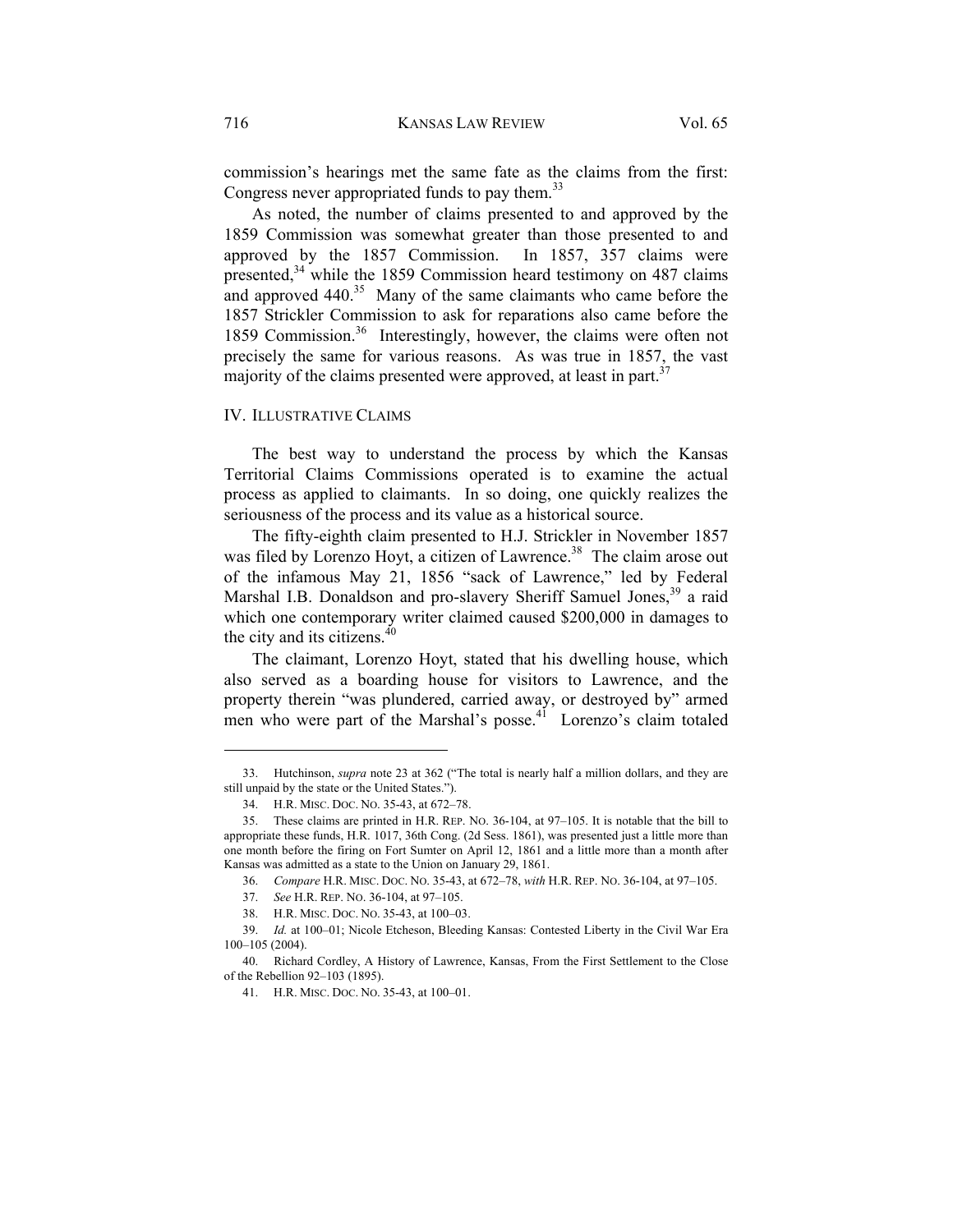commission's hearings met the same fate as the claims from the first: Congress never appropriated funds to pay them.[33]

As noted, the number of claims presented to and approved by the 1859 Commission was somewhat greater than those presented to and approved by the 1857 Commission. In 1857, 357 claims were presented,[34] while the 1859 Commission heard testimony on 487 claims and approved 440.[35] Many of the same claimants who came before the 1857 Strickler Commission to ask for reparations also came before the 1859 Commission.[36] Interestingly, however, the claims were often not precisely the same for various reasons. As was true in 1857, the vast majority of the claims presented were approved, at least in part.[37]

## IV. Illustrative Claims

The best way to understand the process by which the Kansas Territorial Claims Commissions operated is to examine the actual process as applied to claimants. In so doing, one quickly realizes the seriousness of the process and its value as a historical source.

The fifty-eighth claim presented to H.J. Strickler in November 1857 was filed by Lorenzo Hoyt, a citizen of Lawrence.[38] The claim arose out of the infamous May 21, 1856 "sack of Lawrence," led by Federal Marshal I.B. Donaldson and pro-slavery Sheriff Samuel Jones,[39] a raid which one contemporary writer claimed caused $200,000 in damages to the city and its citizens.[40]

The claimant, Lorenzo Hoyt, stated that his dwelling house, which also served as a boarding house for visitors to Lawrence, and the property therein "was plundered, carried away, or destroyed by" armed men who were part of the Marshal's posse.[41] Lorenzo's claim totaled

---

33. Hutchinson, *supra* note 23 at 362 ("The total is nearly half a million dollars, and they are still unpaid by the state or the United States.").

34. H.R. MISC. DOC. NO. 35-43, at 672–78.

35. These claims are printed in H.R. REP. NO. 36-104, at 97–105. It is notable that the bill to appropriate these funds, H.R. 1017, 36th Cong. (2d Sess. 1861), was presented just a little more than one month before the firing on Fort Sumter on April 12, 1861 and a little more than a month after Kansas was admitted as a state to the Union on January 29, 1861.

36. *Compare* H.R. MISC. DOC. NO. 35-43, at 672–78, *with* H.R. REP. NO. 36-104, at 97–105.

37. *See* H.R. REP. NO. 36-104, at 97–105.

38. H.R. MISC. DOC. NO. 35-43, at 100–03.

39. *Id.* at 100–01; Nicole Etcheson, Bleeding Kansas: Contested Liberty in the Civil War Era 100–105 (2004).

40. Richard Cordley, A History of Lawrence, Kansas, From the First Settlement to the Close of the Rebellion 92–103 (1895).

41. H.R. MISC. DOC. NO. 35-43, at 100–01.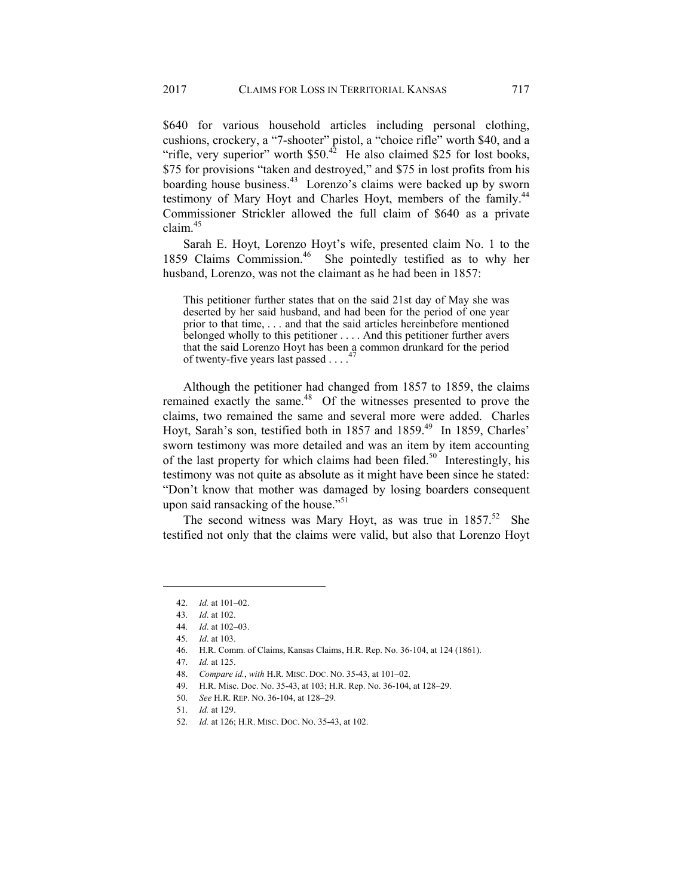$640 for various household articles including personal clothing, cushions, crockery, a "7-shooter" pistol, a "choice rifle" worth $40, and a "rifle, very superior" worth $50.[42] He also claimed $25 for lost books, $75 for provisions "taken and destroyed," and $75 in lost profits from his boarding house business.[43] Lorenzo's claims were backed up by sworn testimony of Mary Hoyt and Charles Hoyt, members of the family.[44] Commissioner Strickler allowed the full claim of $640 as a private claim.[45]

Sarah E. Hoyt, Lorenzo Hoyt's wife, presented claim No. 1 to the 1859 Claims Commission.[46] She pointedly testified as to why her husband, Lorenzo, was not the claimant as he had been in 1857:

> This petitioner further states that on the said 21st day of May she was deserted by her said husband, and had been for the period of one year prior to that time, . . . and that the said articles hereinbefore mentioned belonged wholly to this petitioner . . . . And this petitioner further avers that the said Lorenzo Hoyt has been a common drunkard for the period of twenty-five years last passed . . . .[47]

Although the petitioner had changed from 1857 to 1859, the claims remained exactly the same.[48] Of the witnesses presented to prove the claims, two remained the same and several more were added. Charles Hoyt, Sarah's son, testified both in 1857 and 1859.[49] In 1859, Charles' sworn testimony was more detailed and was an item by item accounting of the last property for which claims had been filed.[50] Interestingly, his testimony was not quite as absolute as it might have been since he stated: "Don't know that mother was damaged by losing boarders consequent upon said ransacking of the house."[51]

The second witness was Mary Hoyt, as was true in 1857.[52] She testified not only that the claims were valid, but also that Lorenzo Hoyt

---

42. *Id.* at 101–02.
43. *Id*. at 102.
44. *Id*. at 102–03.
45. *Id*. at 103.
46. H.R. Comm. of Claims, Kansas Claims, H.R. Rep. No. 36-104, at 124 (1861).
47. *Id.* at 125.
48. *Compare id.*, *with* H.R. MISC. DOC. NO. 35-43, at 101–02.
49. H.R. Misc. Doc. No. 35-43, at 103; H.R. Rep. No. 36-104, at 128–29.
50. *See* H.R. REP. NO. 36-104, at 128–29.
51. *Id.* at 129.
52. *Id.* at 126; H.R. MISC. DOC. NO. 35-43, at 102.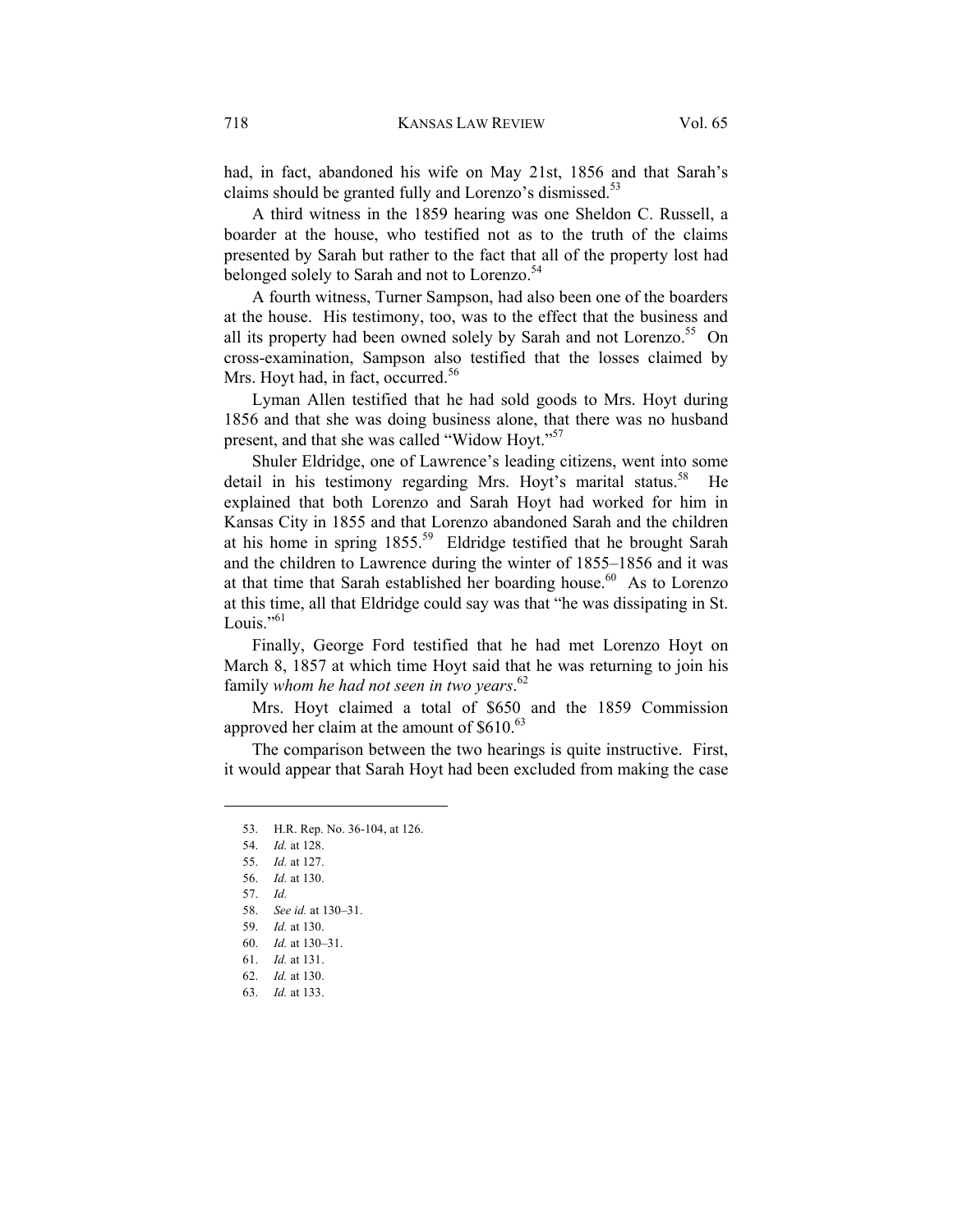had, in fact, abandoned his wife on May 21st, 1856 and that Sarah's claims should be granted fully and Lorenzo's dismissed.[53]

A third witness in the 1859 hearing was one Sheldon C. Russell, a boarder at the house, who testified not as to the truth of the claims presented by Sarah but rather to the fact that all of the property lost had belonged solely to Sarah and not to Lorenzo.[54]

A fourth witness, Turner Sampson, had also been one of the boarders at the house. His testimony, too, was to the effect that the business and all its property had been owned solely by Sarah and not Lorenzo.[55] On cross-examination, Sampson also testified that the losses claimed by Mrs. Hoyt had, in fact, occurred.[56]

Lyman Allen testified that he had sold goods to Mrs. Hoyt during 1856 and that she was doing business alone, that there was no husband present, and that she was called "Widow Hoyt."[57]

Shuler Eldridge, one of Lawrence's leading citizens, went into some detail in his testimony regarding Mrs. Hoyt's marital status.[58] He explained that both Lorenzo and Sarah Hoyt had worked for him in Kansas City in 1855 and that Lorenzo abandoned Sarah and the children at his home in spring 1855.[59] Eldridge testified that he brought Sarah and the children to Lawrence during the winter of 1855–1856 and it was at that time that Sarah established her boarding house.[60] As to Lorenzo at this time, all that Eldridge could say was that "he was dissipating in St. Louis."[61]

Finally, George Ford testified that he had met Lorenzo Hoyt on March 8, 1857 at which time Hoyt said that he was returning to join his family *whom he had not seen in two years*.[62]

Mrs. Hoyt claimed a total of $650 and the 1859 Commission approved her claim at the amount of $610.[63]

The comparison between the two hearings is quite instructive. First, it would appear that Sarah Hoyt had been excluded from making the case

---

53. H.R. Rep. No. 36-104, at 126.
54. *Id.* at 128.
55. *Id.* at 127.
56. *Id.* at 130.
57. *Id.*
58. *See id.* at 130–31.
59. *Id.* at 130.
60. *Id.* at 130–31.
61. *Id.* at 131.
62. *Id.* at 130.
63. *Id.* at 133.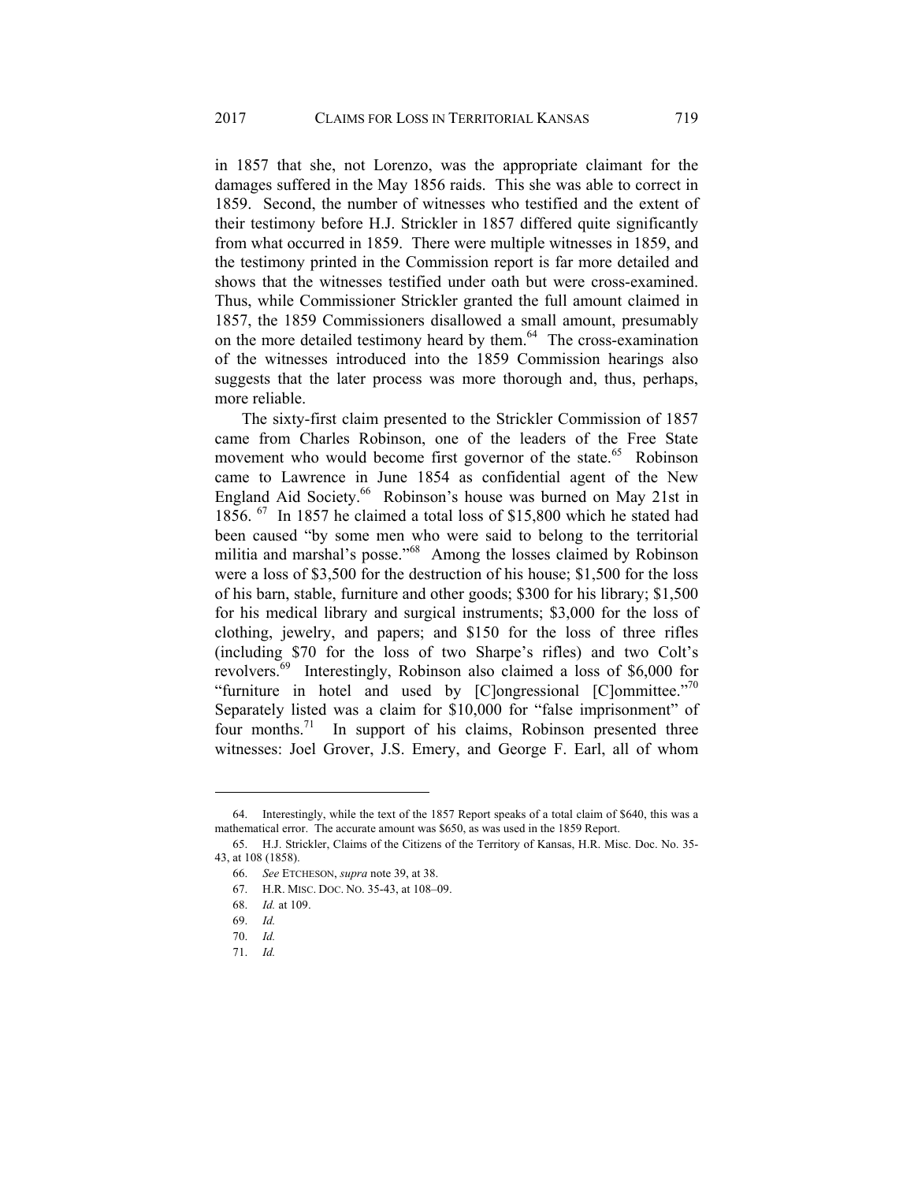in 1857 that she, not Lorenzo, was the appropriate claimant for the damages suffered in the May 1856 raids. This she was able to correct in 1859. Second, the number of witnesses who testified and the extent of their testimony before H.J. Strickler in 1857 differed quite significantly from what occurred in 1859. There were multiple witnesses in 1859, and the testimony printed in the Commission report is far more detailed and shows that the witnesses testified under oath but were cross-examined. Thus, while Commissioner Strickler granted the full amount claimed in 1857, the 1859 Commissioners disallowed a small amount, presumably on the more detailed testimony heard by them.[64] The cross-examination of the witnesses introduced into the 1859 Commission hearings also suggests that the later process was more thorough and, thus, perhaps, more reliable.

The sixty-first claim presented to the Strickler Commission of 1857 came from Charles Robinson, one of the leaders of the Free State movement who would become first governor of the state.[65] Robinson came to Lawrence in June 1854 as confidential agent of the New England Aid Society.[66] Robinson's house was burned on May 21st in 1856.[67] In 1857 he claimed a total loss of $15,800 which he stated had been caused "by some men who were said to belong to the territorial militia and marshal's posse."[68] Among the losses claimed by Robinson were a loss of $3,500 for the destruction of his house; $1,500 for the loss of his barn, stable, furniture and other goods; $300 for his library; $1,500 for his medical library and surgical instruments; $3,000 for the loss of clothing, jewelry, and papers; and $150 for the loss of three rifles (including $70 for the loss of two Sharpe's rifles) and two Colt's revolvers.[69] Interestingly, Robinson also claimed a loss of $6,000 for "furniture in hotel and used by [C]ongressional [C]ommittee."[70] Separately listed was a claim for $10,000 for "false imprisonment" of four months.[71] In support of his claims, Robinson presented three witnesses: Joel Grover, J.S. Emery, and George F. Earl, all of whom

---

64. Interestingly, while the text of the 1857 Report speaks of a total claim of $640, this was a mathematical error. The accurate amount was $650, as was used in the 1859 Report.

65. H.J. Strickler, Claims of the Citizens of the Territory of Kansas, H.R. Misc. Doc. No. 35-43, at 108 (1858).

66. *See* ETCHESON, *supra* note 39, at 38.

67. H.R. MISC. DOC. NO. 35-43, at 108–09.

68. *Id.* at 109.

69. *Id.*

70. *Id.*

71. *Id.*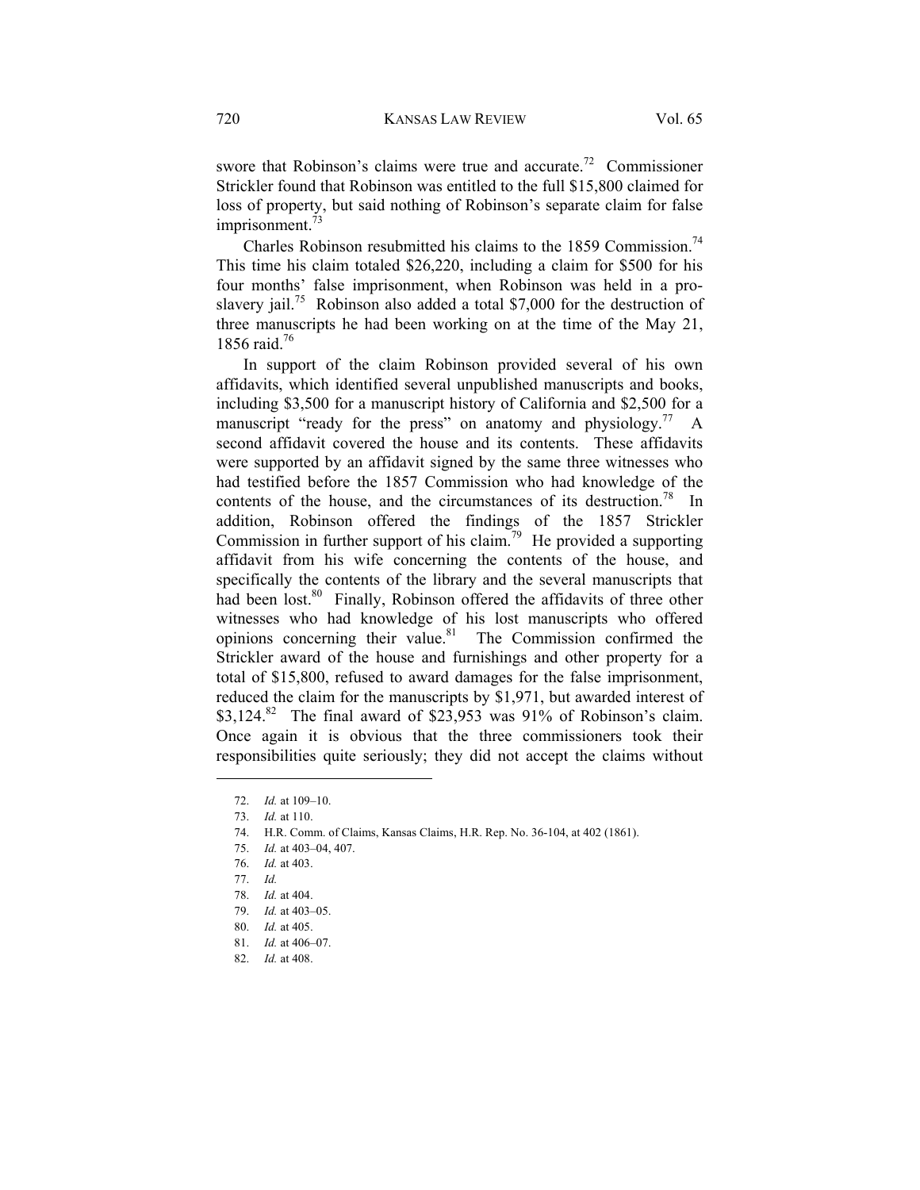swore that Robinson's claims were true and accurate.[72] Commissioner Strickler found that Robinson was entitled to the full $15,800 claimed for loss of property, but said nothing of Robinson's separate claim for false imprisonment.[73]

Charles Robinson resubmitted his claims to the 1859 Commission.[74] This time his claim totaled $26,220, including a claim for $500 for his four months' false imprisonment, when Robinson was held in a pro-slavery jail.[75] Robinson also added a total $7,000 for the destruction of three manuscripts he had been working on at the time of the May 21, 1856 raid.[76]

In support of the claim Robinson provided several of his own affidavits, which identified several unpublished manuscripts and books, including $3,500 for a manuscript history of California and $2,500 for a manuscript "ready for the press" on anatomy and physiology.[77] A second affidavit covered the house and its contents. These affidavits were supported by an affidavit signed by the same three witnesses who had testified before the 1857 Commission who had knowledge of the contents of the house, and the circumstances of its destruction.[78] In addition, Robinson offered the findings of the 1857 Strickler Commission in further support of his claim.[79] He provided a supporting affidavit from his wife concerning the contents of the house, and specifically the contents of the library and the several manuscripts that had been lost.[80] Finally, Robinson offered the affidavits of three other witnesses who had knowledge of his lost manuscripts who offered opinions concerning their value.[81] The Commission confirmed the Strickler award of the house and furnishings and other property for a total of $15,800, refused to award damages for the false imprisonment, reduced the claim for the manuscripts by $1,971, but awarded interest of $3,124.[82] The final award of $23,953 was 91% of Robinson's claim. Once again it is obvious that the three commissioners took their responsibilities quite seriously; they did not accept the claims without

---

72. *Id.* at 109–10.
73. *Id.* at 110.
74. H.R. Comm. of Claims, Kansas Claims, H.R. Rep. No. 36-104, at 402 (1861).
75. *Id.* at 403–04, 407.
76. *Id.* at 403.
77. *Id.*
78. *Id.* at 404.
79. *Id.* at 403–05.
80. *Id.* at 405.
81. *Id.* at 406–07.
82. *Id.* at 408.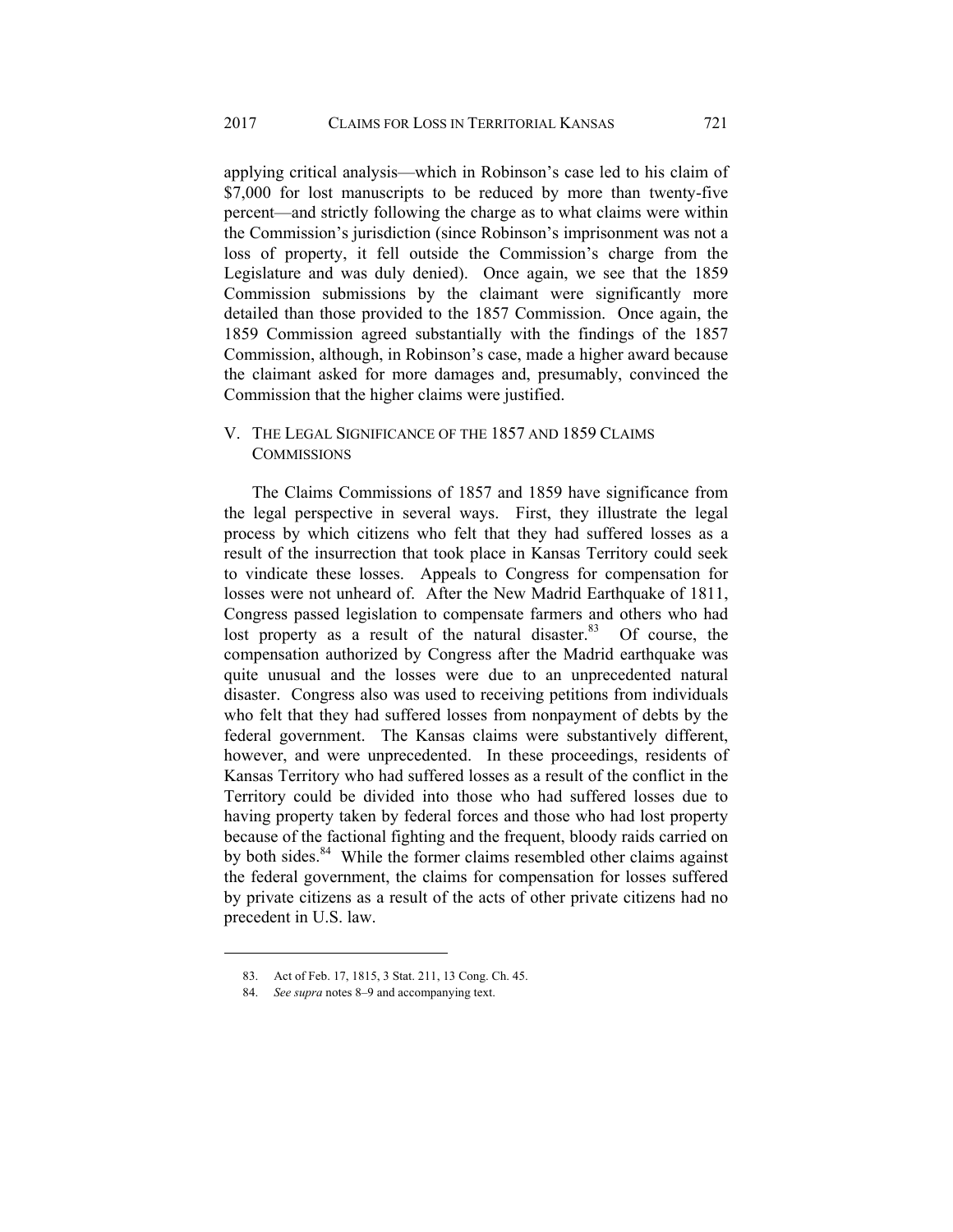applying critical analysis—which in Robinson's case led to his claim of $7,000 for lost manuscripts to be reduced by more than twenty-five percent—and strictly following the charge as to what claims were within the Commission's jurisdiction (since Robinson's imprisonment was not a loss of property, it fell outside the Commission's charge from the Legislature and was duly denied). Once again, we see that the 1859 Commission submissions by the claimant were significantly more detailed than those provided to the 1857 Commission. Once again, the 1859 Commission agreed substantially with the findings of the 1857 Commission, although, in Robinson's case, made a higher award because the claimant asked for more damages and, presumably, convinced the Commission that the higher claims were justified.

## V. THE LEGAL SIGNIFICANCE OF THE 1857 AND 1859 CLAIMS COMMISSIONS

The Claims Commissions of 1857 and 1859 have significance from the legal perspective in several ways. First, they illustrate the legal process by which citizens who felt that they had suffered losses as a result of the insurrection that took place in Kansas Territory could seek to vindicate these losses. Appeals to Congress for compensation for losses were not unheard of. After the New Madrid Earthquake of 1811, Congress passed legislation to compensate farmers and others who had lost property as a result of the natural disaster.[83] Of course, the compensation authorized by Congress after the Madrid earthquake was quite unusual and the losses were due to an unprecedented natural disaster. Congress also was used to receiving petitions from individuals who felt that they had suffered losses from nonpayment of debts by the federal government. The Kansas claims were substantively different, however, and were unprecedented. In these proceedings, residents of Kansas Territory who had suffered losses as a result of the conflict in the Territory could be divided into those who had suffered losses due to having property taken by federal forces and those who had lost property because of the factional fighting and the frequent, bloody raids carried on by both sides.[84] While the former claims resembled other claims against the federal government, the claims for compensation for losses suffered by private citizens as a result of the acts of other private citizens had no precedent in U.S. law.

---

83. Act of Feb. 17, 1815, 3 Stat. 211, 13 Cong. Ch. 45.

84. *See supra* notes 8–9 and accompanying text.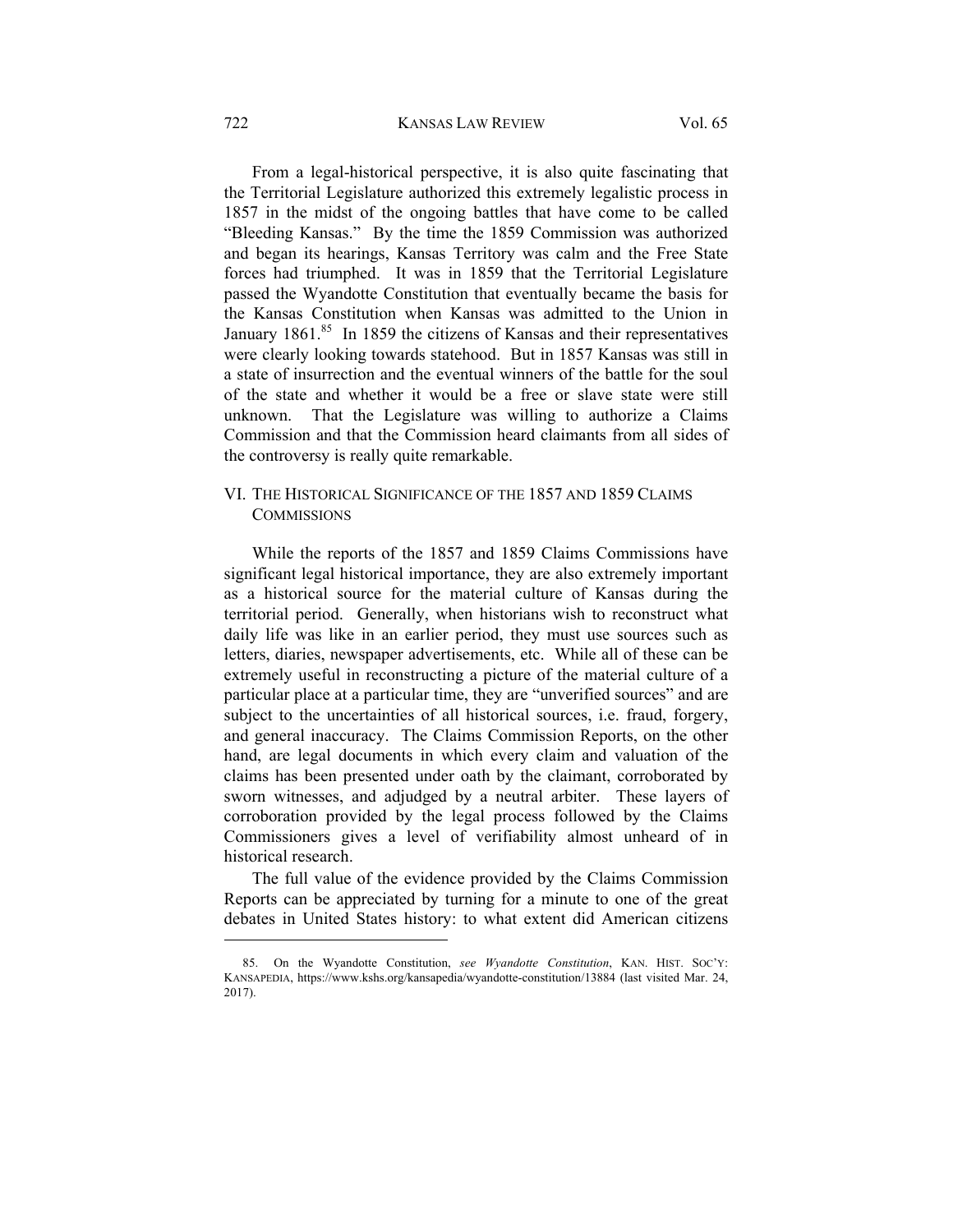From a legal-historical perspective, it is also quite fascinating that the Territorial Legislature authorized this extremely legalistic process in 1857 in the midst of the ongoing battles that have come to be called "Bleeding Kansas." By the time the 1859 Commission was authorized and began its hearings, Kansas Territory was calm and the Free State forces had triumphed. It was in 1859 that the Territorial Legislature passed the Wyandotte Constitution that eventually became the basis for the Kansas Constitution when Kansas was admitted to the Union in January 1861.[85] In 1859 the citizens of Kansas and their representatives were clearly looking towards statehood. But in 1857 Kansas was still in a state of insurrection and the eventual winners of the battle for the soul of the state and whether it would be a free or slave state were still unknown. That the Legislature was willing to authorize a Claims Commission and that the Commission heard claimants from all sides of the controversy is really quite remarkable.

## VI. THE HISTORICAL SIGNIFICANCE OF THE 1857 AND 1859 CLAIMS COMMISSIONS

While the reports of the 1857 and 1859 Claims Commissions have significant legal historical importance, they are also extremely important as a historical source for the material culture of Kansas during the territorial period. Generally, when historians wish to reconstruct what daily life was like in an earlier period, they must use sources such as letters, diaries, newspaper advertisements, etc. While all of these can be extremely useful in reconstructing a picture of the material culture of a particular place at a particular time, they are "unverified sources" and are subject to the uncertainties of all historical sources, i.e. fraud, forgery, and general inaccuracy. The Claims Commission Reports, on the other hand, are legal documents in which every claim and valuation of the claims has been presented under oath by the claimant, corroborated by sworn witnesses, and adjudged by a neutral arbiter. These layers of corroboration provided by the legal process followed by the Claims Commissioners gives a level of verifiability almost unheard of in historical research.

The full value of the evidence provided by the Claims Commission Reports can be appreciated by turning for a minute to one of the great debates in United States history: to what extent did American citizens

---

85. On the Wyandotte Constitution, *see Wyandotte Constitution*, KAN. HIST. SOC'Y: KANSAPEDIA, https://www.kshs.org/kansapedia/wyandotte-constitution/13884 (last visited Mar. 24, 2017).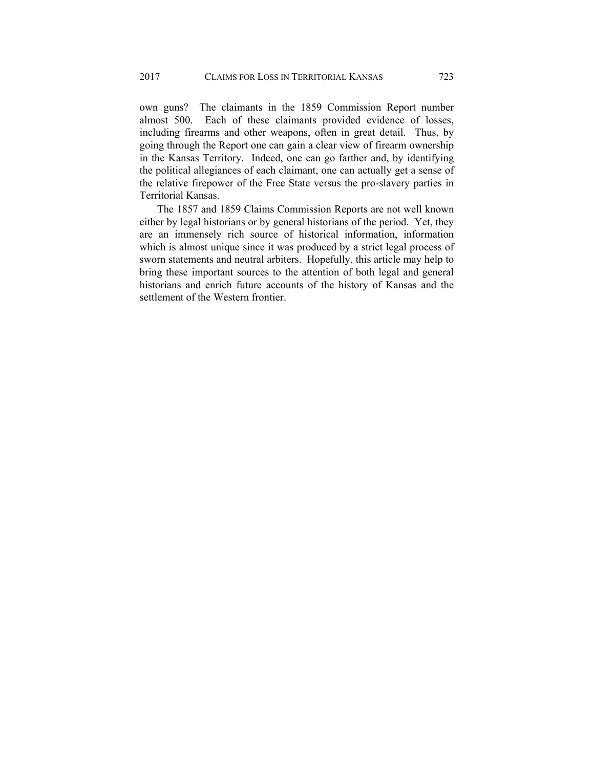own guns? The claimants in the 1859 Commission Report number almost 500. Each of these claimants provided evidence of losses, including firearms and other weapons, often in great detail. Thus, by going through the Report one can gain a clear view of firearm ownership in the Kansas Territory. Indeed, one can go farther and, by identifying the political allegiances of each claimant, one can actually get a sense of the relative firepower of the Free State versus the pro-slavery parties in Territorial Kansas.

The 1857 and 1859 Claims Commission Reports are not well known either by legal historians or by general historians of the period. Yet, they are an immensely rich source of historical information, information which is almost unique since it was produced by a strict legal process of sworn statements and neutral arbiters. Hopefully, this article may help to bring these important sources to the attention of both legal and general historians and enrich future accounts of the history of Kansas and the settlement of the Western frontier.